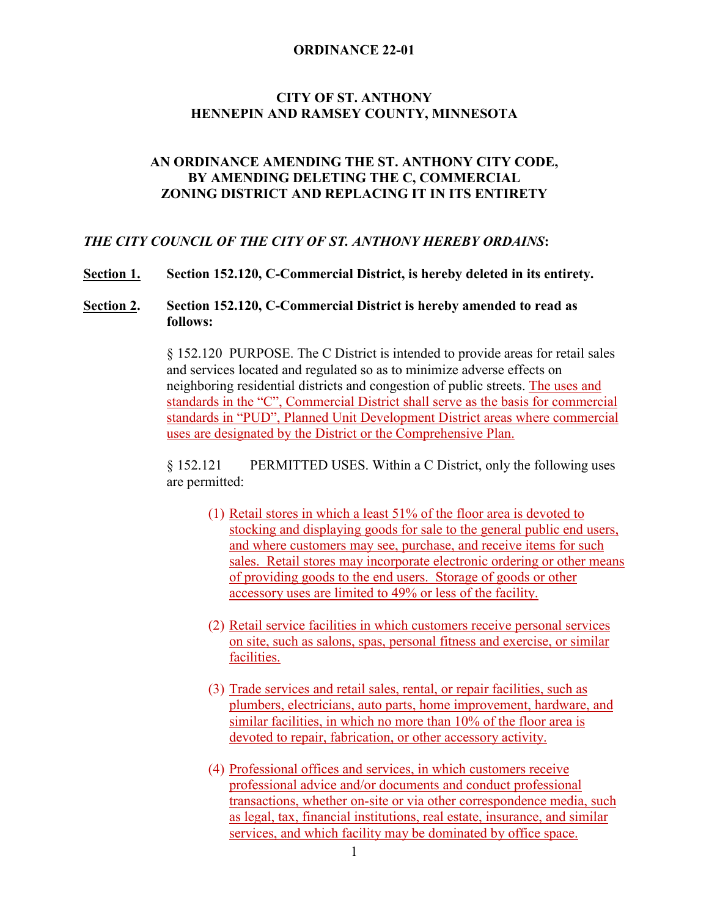**ORDINANCE 22-01**

**CITY OF ST. ANTHONY**
**HENNEPIN AND RAMSEY COUNTY, MINNESOTA**

**AN ORDINANCE AMENDING THE ST. ANTHONY CITY CODE, BY AMENDING DELETING THE C, COMMERCIAL ZONING DISTRICT AND REPLACING IT IN ITS ENTIRETY**

***THE CITY COUNCIL OF THE CITY OF ST. ANTHONY HEREBY ORDAINS*:**

**Section 1.** **Section 152.120, C-Commercial District, is hereby deleted in its entirety.**

**Section 2.** **Section 152.120, C-Commercial District is hereby amended to read as follows:**

§ 152.120 PURPOSE. The C District is intended to provide areas for retail sales and services located and regulated so as to minimize adverse effects on neighboring residential districts and congestion of public streets. The uses and standards in the "C", Commercial District shall serve as the basis for commercial standards in "PUD", Planned Unit Development District areas where commercial uses are designated by the District or the Comprehensive Plan.

§ 152.121 PERMITTED USES. Within a C District, only the following uses are permitted:

(1) Retail stores in which a least 51% of the floor area is devoted to stocking and displaying goods for sale to the general public end users, and where customers may see, purchase, and receive items for such sales. Retail stores may incorporate electronic ordering or other means of providing goods to the end users. Storage of goods or other accessory uses are limited to 49% or less of the facility.

(2) Retail service facilities in which customers receive personal services on site, such as salons, spas, personal fitness and exercise, or similar facilities.

(3) Trade services and retail sales, rental, or repair facilities, such as plumbers, electricians, auto parts, home improvement, hardware, and similar facilities, in which no more than 10% of the floor area is devoted to repair, fabrication, or other accessory activity.

(4) Professional offices and services, in which customers receive professional advice and/or documents and conduct professional transactions, whether on-site or via other correspondence media, such as legal, tax, financial institutions, real estate, insurance, and similar services, and which facility may be dominated by office space.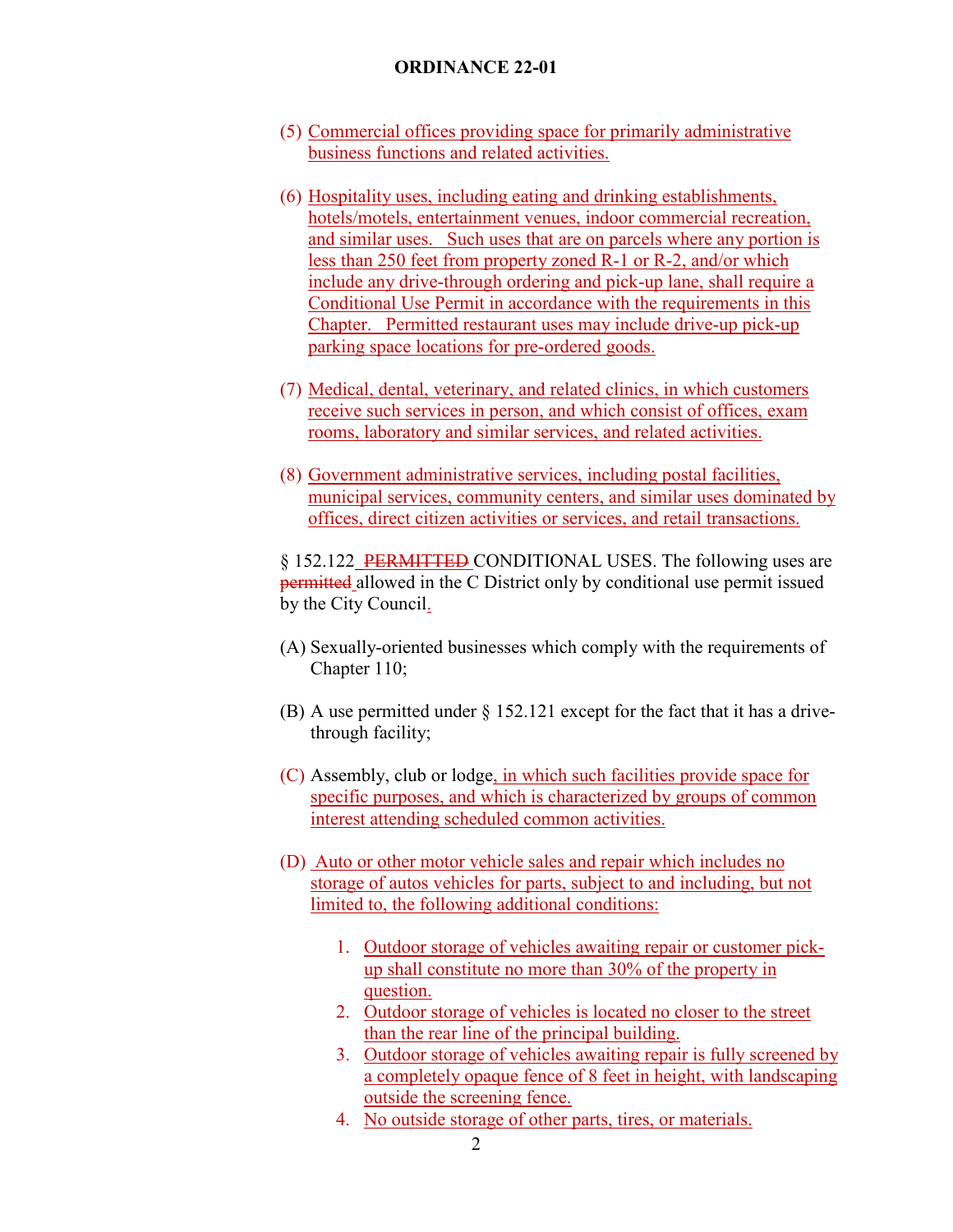(5) Commercial offices providing space for primarily administrative business functions and related activities.

(6) Hospitality uses, including eating and drinking establishments, hotels/motels, entertainment venues, indoor commercial recreation, and similar uses. Such uses that are on parcels where any portion is less than 250 feet from property zoned R-1 or R-2, and/or which include any drive-through ordering and pick-up lane, shall require a Conditional Use Permit in accordance with the requirements in this Chapter. Permitted restaurant uses may include drive-up pick-up parking space locations for pre-ordered goods.

(7) Medical, dental, veterinary, and related clinics, in which customers receive such services in person, and which consist of offices, exam rooms, laboratory and similar services, and related activities.

(8) Government administrative services, including postal facilities, municipal services, community centers, and similar uses dominated by offices, direct citizen activities or services, and retail transactions.

§ 152.122 ~~PERMITTED~~ CONDITIONAL USES. The following uses are ~~permitted~~ allowed in the C District only by conditional use permit issued by the City Council.

(A) Sexually-oriented businesses which comply with the requirements of Chapter 110;

(B) A use permitted under § 152.121 except for the fact that it has a drive-through facility;

(C) Assembly, club or lodge, in which such facilities provide space for specific purposes, and which is characterized by groups of common interest attending scheduled common activities.

(D) Auto or other motor vehicle sales and repair which includes no storage of autos vehicles for parts, subject to and including, but not limited to, the following additional conditions:

1. Outdoor storage of vehicles awaiting repair or customer pick-up shall constitute no more than 30% of the property in question.
2. Outdoor storage of vehicles is located no closer to the street than the rear line of the principal building.
3. Outdoor storage of vehicles awaiting repair is fully screened by a completely opaque fence of 8 feet in height, with landscaping outside the screening fence.
4. No outside storage of other parts, tires, or materials.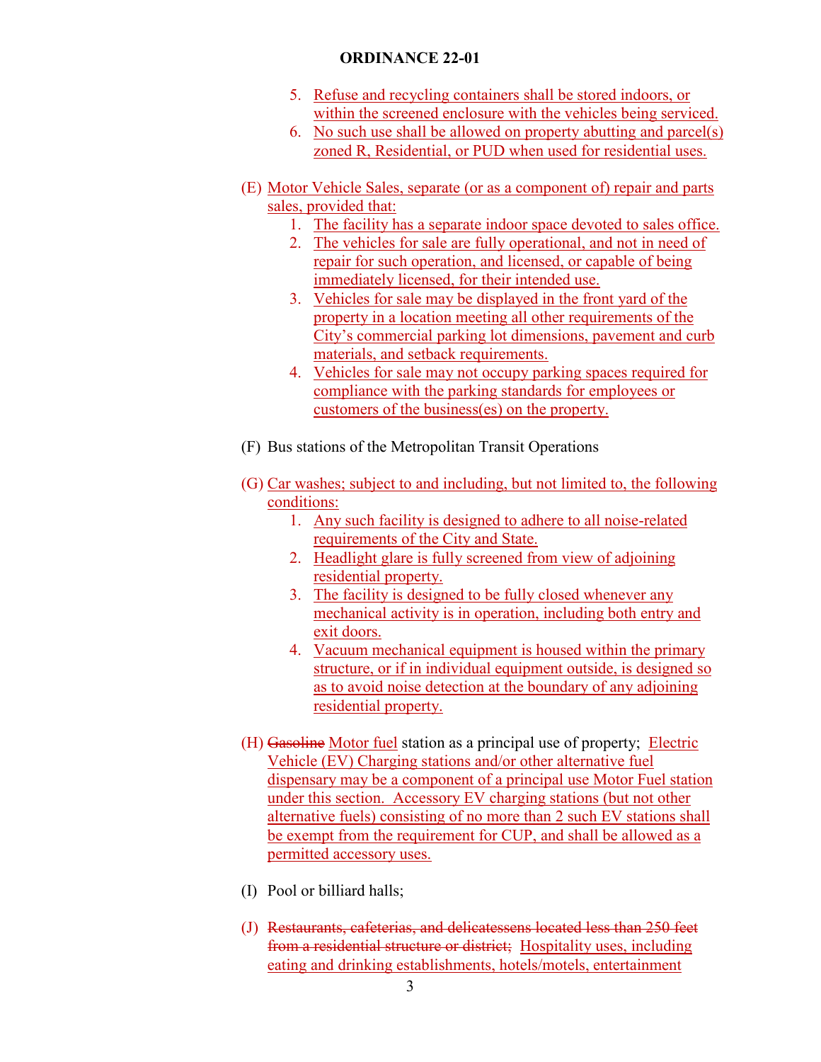5. Refuse and recycling containers shall be stored indoors, or within the screened enclosure with the vehicles being serviced.
6. No such use shall be allowed on property abutting and parcel(s) zoned R, Residential, or PUD when used for residential uses.

(E) Motor Vehicle Sales, separate (or as a component of) repair and parts sales, provided that:

1. The facility has a separate indoor space devoted to sales office.
2. The vehicles for sale are fully operational, and not in need of repair for such operation, and licensed, or capable of being immediately licensed, for their intended use.
3. Vehicles for sale may be displayed in the front yard of the property in a location meeting all other requirements of the City's commercial parking lot dimensions, pavement and curb materials, and setback requirements.
4. Vehicles for sale may not occupy parking spaces required for compliance with the parking standards for employees or customers of the business(es) on the property.

(F) Bus stations of the Metropolitan Transit Operations

(G) Car washes; subject to and including, but not limited to, the following conditions:

1. Any such facility is designed to adhere to all noise-related requirements of the City and State.
2. Headlight glare is fully screened from view of adjoining residential property.
3. The facility is designed to be fully closed whenever any mechanical activity is in operation, including both entry and exit doors.
4. Vacuum mechanical equipment is housed within the primary structure, or if in individual equipment outside, is designed so as to avoid noise detection at the boundary of any adjoining residential property.

(H) ~~Gasoline~~ Motor fuel station as a principal use of property; Electric Vehicle (EV) Charging stations and/or other alternative fuel dispensary may be a component of a principal use Motor Fuel station under this section. Accessory EV charging stations (but not other alternative fuels) consisting of no more than 2 such EV stations shall be exempt from the requirement for CUP, and shall be allowed as a permitted accessory uses.

(I) Pool or billiard halls;

(J) ~~Restaurants, cafeterias, and delicatessens located less than 250 feet from a residential structure or district;~~ Hospitality uses, including eating and drinking establishments, hotels/motels, entertainment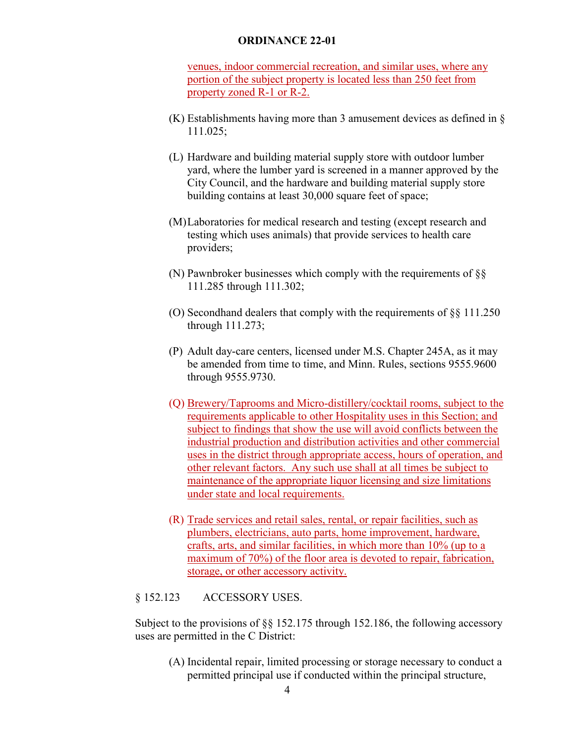venues, indoor commercial recreation, and similar uses, where any portion of the subject property is located less than 250 feet from property zoned R-1 or R-2.

(K) Establishments having more than 3 amusement devices as defined in § 111.025;

(L) Hardware and building material supply store with outdoor lumber yard, where the lumber yard is screened in a manner approved by the City Council, and the hardware and building material supply store building contains at least 30,000 square feet of space;

(M) Laboratories for medical research and testing (except research and testing which uses animals) that provide services to health care providers;

(N) Pawnbroker businesses which comply with the requirements of §§ 111.285 through 111.302;

(O) Secondhand dealers that comply with the requirements of §§ 111.250 through 111.273;

(P) Adult day-care centers, licensed under M.S. Chapter 245A, as it may be amended from time to time, and Minn. Rules, sections 9555.9600 through 9555.9730.

(Q) Brewery/Taprooms and Micro-distillery/cocktail rooms, subject to the requirements applicable to other Hospitality uses in this Section; and subject to findings that show the use will avoid conflicts between the industrial production and distribution activities and other commercial uses in the district through appropriate access, hours of operation, and other relevant factors. Any such use shall at all times be subject to maintenance of the appropriate liquor licensing and size limitations under state and local requirements.

(R) Trade services and retail sales, rental, or repair facilities, such as plumbers, electricians, auto parts, home improvement, hardware, crafts, arts, and similar facilities, in which more than 10% (up to a maximum of 70%) of the floor area is devoted to repair, fabrication, storage, or other accessory activity.

§ 152.123 ACCESSORY USES.

Subject to the provisions of §§ 152.175 through 152.186, the following accessory uses are permitted in the C District:

(A) Incidental repair, limited processing or storage necessary to conduct a permitted principal use if conducted within the principal structure,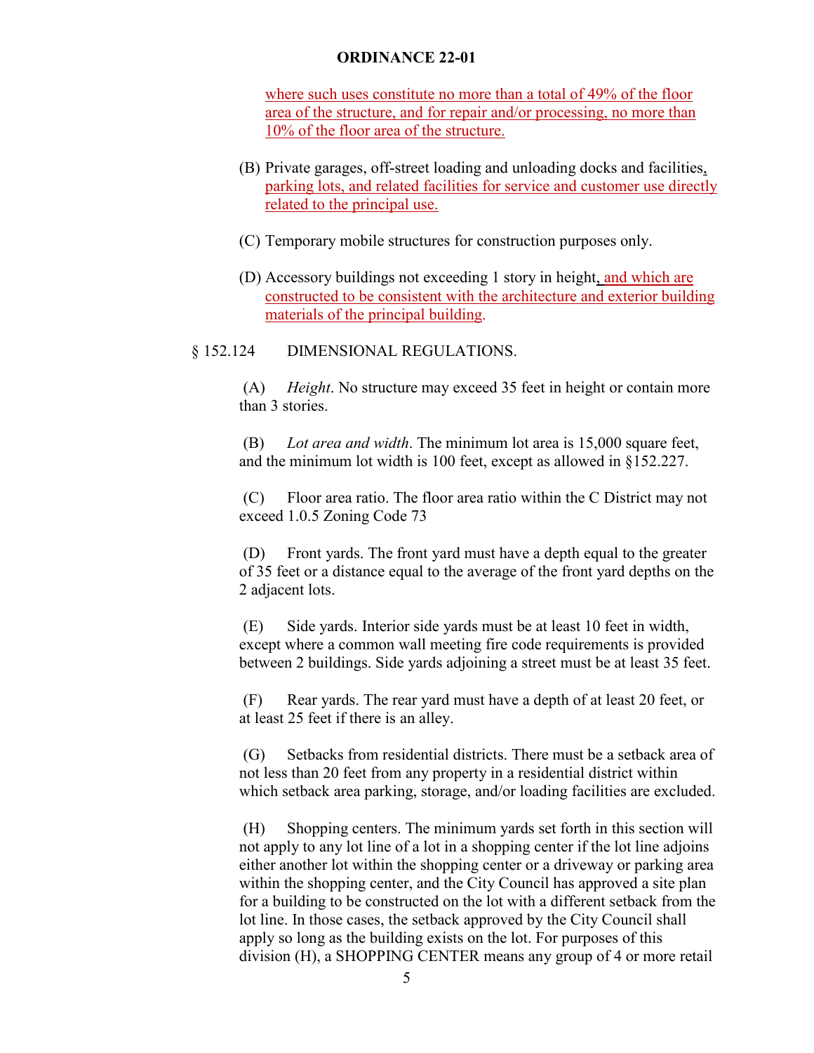where such uses constitute no more than a total of 49% of the floor area of the structure, and for repair and/or processing, no more than 10% of the floor area of the structure.

(B) Private garages, off-street loading and unloading docks and facilities, parking lots, and related facilities for service and customer use directly related to the principal use.

(C) Temporary mobile structures for construction purposes only.

(D) Accessory buildings not exceeding 1 story in height, and which are constructed to be consistent with the architecture and exterior building materials of the principal building.

§ 152.124 DIMENSIONAL REGULATIONS.

(A) *Height*. No structure may exceed 35 feet in height or contain more than 3 stories.

(B) *Lot area and width*. The minimum lot area is 15,000 square feet, and the minimum lot width is 100 feet, except as allowed in §152.227.

(C) Floor area ratio. The floor area ratio within the C District may not exceed 1.0.5 Zoning Code 73

(D) Front yards. The front yard must have a depth equal to the greater of 35 feet or a distance equal to the average of the front yard depths on the 2 adjacent lots.

(E) Side yards. Interior side yards must be at least 10 feet in width, except where a common wall meeting fire code requirements is provided between 2 buildings. Side yards adjoining a street must be at least 35 feet.

(F) Rear yards. The rear yard must have a depth of at least 20 feet, or at least 25 feet if there is an alley.

(G) Setbacks from residential districts. There must be a setback area of not less than 20 feet from any property in a residential district within which setback area parking, storage, and/or loading facilities are excluded.

(H) Shopping centers. The minimum yards set forth in this section will not apply to any lot line of a lot in a shopping center if the lot line adjoins either another lot within the shopping center or a driveway or parking area within the shopping center, and the City Council has approved a site plan for a building to be constructed on the lot with a different setback from the lot line. In those cases, the setback approved by the City Council shall apply so long as the building exists on the lot. For purposes of this division (H), a SHOPPING CENTER means any group of 4 or more retail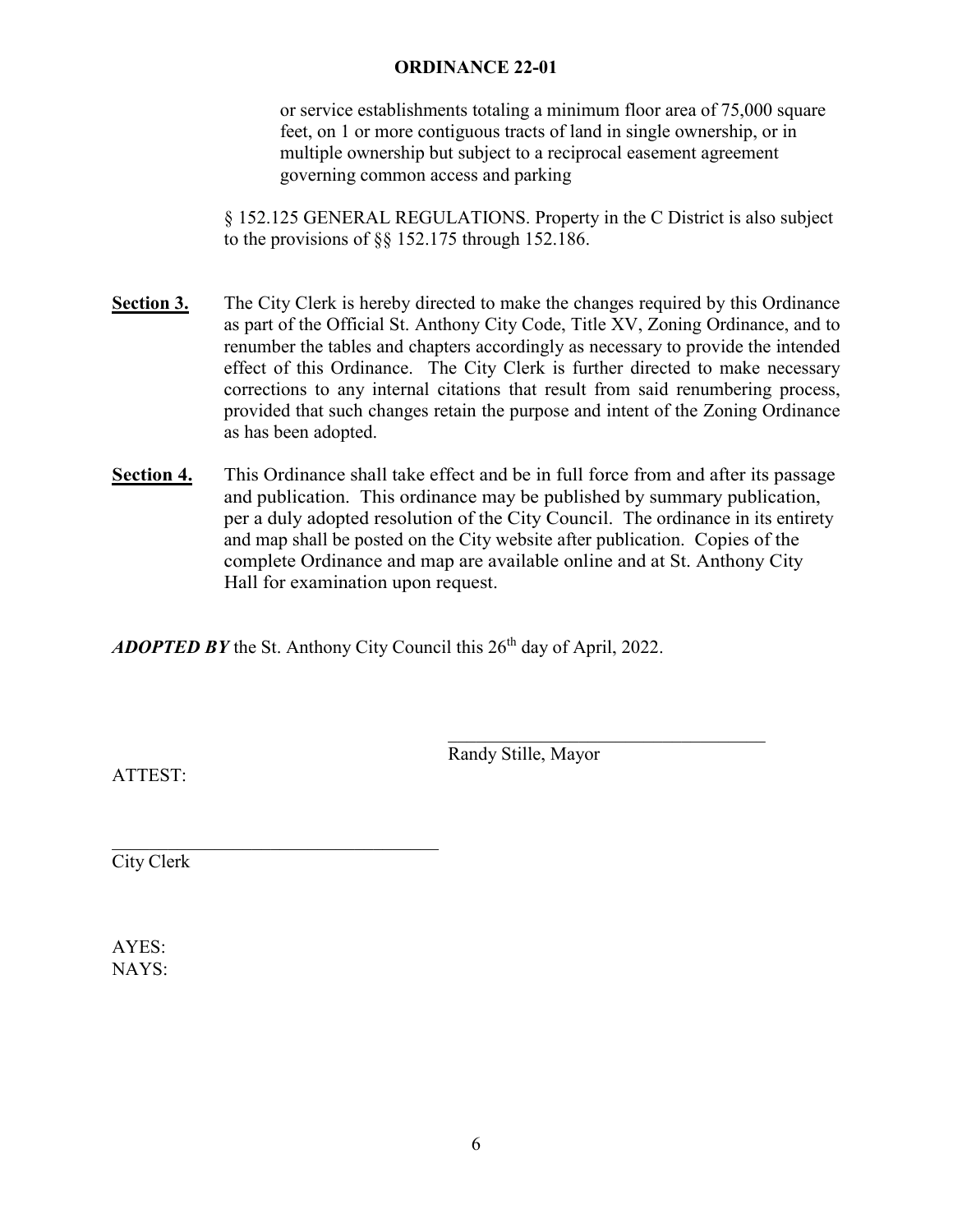or service establishments totaling a minimum floor area of 75,000 square feet, on 1 or more contiguous tracts of land in single ownership, or in multiple ownership but subject to a reciprocal easement agreement governing common access and parking

§ 152.125 GENERAL REGULATIONS. Property in the C District is also subject to the provisions of §§ 152.175 through 152.186.

**Section 3.** The City Clerk is hereby directed to make the changes required by this Ordinance as part of the Official St. Anthony City Code, Title XV, Zoning Ordinance, and to renumber the tables and chapters accordingly as necessary to provide the intended effect of this Ordinance. The City Clerk is further directed to make necessary corrections to any internal citations that result from said renumbering process, provided that such changes retain the purpose and intent of the Zoning Ordinance as has been adopted.

**Section 4.** This Ordinance shall take effect and be in full force from and after its passage and publication. This ordinance may be published by summary publication, per a duly adopted resolution of the City Council. The ordinance in its entirety and map shall be posted on the City website after publication. Copies of the complete Ordinance and map are available online and at St. Anthony City Hall for examination upon request.

***ADOPTED BY*** the St. Anthony City Council this 26th day of April, 2022.

\_\_\_\_\_\_\_\_\_\_\_\_\_\_\_\_\_\_\_\_\_\_\_\_\_\_\_\_\_\_\_\_\_\_
Randy Stille, Mayor

ATTEST:

\_\_\_\_\_\_\_\_\_\_\_\_\_\_\_\_\_\_\_\_\_\_\_\_\_\_\_\_\_\_\_\_\_\_
City Clerk

AYES:
NAYS: